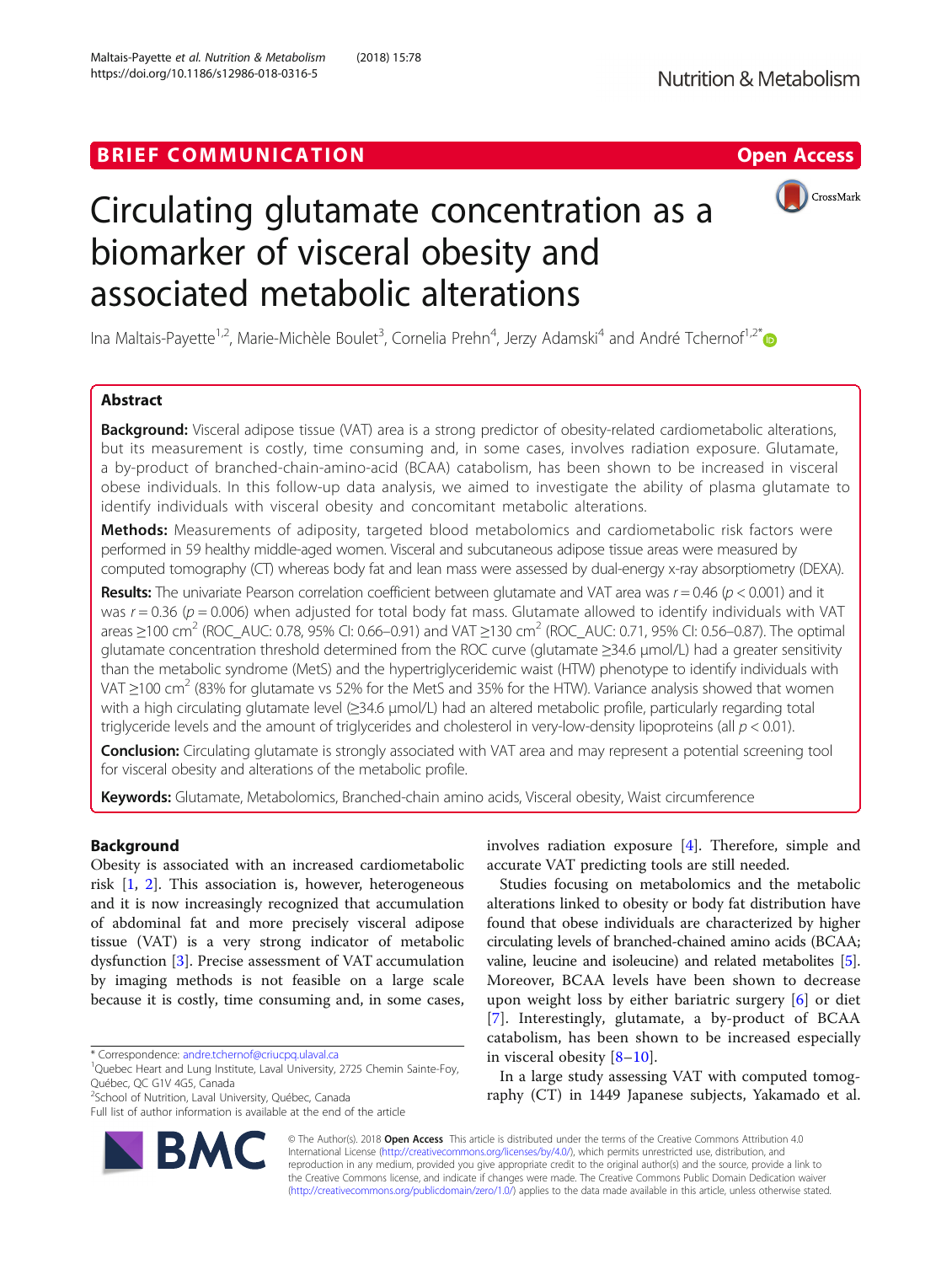BRIEF COMMUNICATION

Open Access

# Circulating glutamate concentration as a biomarker of visceral obesity and associated metabolic alterations

Ina Maltais-Payette[1,2], Marie-Michèle Boulet[3], Cornelia Prehn[4], Jerzy Adamski[4] and André Tchernof[1,2*]

## Abstract

**Background:** Visceral adipose tissue (VAT) area is a strong predictor of obesity-related cardiometabolic alterations, but its measurement is costly, time consuming and, in some cases, involves radiation exposure. Glutamate, a by-product of branched-chain-amino-acid (BCAA) catabolism, has been shown to be increased in visceral obese individuals. In this follow-up data analysis, we aimed to investigate the ability of plasma glutamate to identify individuals with visceral obesity and concomitant metabolic alterations.

**Methods:** Measurements of adiposity, targeted blood metabolomics and cardiometabolic risk factors were performed in 59 healthy middle-aged women. Visceral and subcutaneous adipose tissue areas were measured by computed tomography (CT) whereas body fat and lean mass were assessed by dual-energy x-ray absorptiometry (DEXA).

**Results:** The univariate Pearson correlation coefficient between glutamate and VAT area was $r = 0.46$ ($p < 0.001$) and it was $r = 0.36$ ($p = 0.006$) when adjusted for total body fat mass. Glutamate allowed to identify individuals with VAT areas ≥100 $cm^2$ (ROC_AUC: 0.78, 95% CI: 0.66–0.91) and VAT ≥130 $cm^2$ (ROC_AUC: 0.71, 95% CI: 0.56–0.87). The optimal glutamate concentration threshold determined from the ROC curve (glutamate ≥34.6 μmol/L) had a greater sensitivity than the metabolic syndrome (MetS) and the hypertriglyceridemic waist (HTW) phenotype to identify individuals with VAT ≥100 $cm^2$ (83% for glutamate vs 52% for the MetS and 35% for the HTW). Variance analysis showed that women with a high circulating glutamate level (≥34.6 μmol/L) had an altered metabolic profile, particularly regarding total triglyceride levels and the amount of triglycerides and cholesterol in very-low-density lipoproteins (all $p < 0.01$).

**Conclusion:** Circulating glutamate is strongly associated with VAT area and may represent a potential screening tool for visceral obesity and alterations of the metabolic profile.

**Keywords:** Glutamate, Metabolomics, Branched-chain amino acids, Visceral obesity, Waist circumference

## Background

Obesity is associated with an increased cardiometabolic risk [1, 2]. This association is, however, heterogeneous and it is now increasingly recognized that accumulation of abdominal fat and more precisely visceral adipose tissue (VAT) is a very strong indicator of metabolic dysfunction [3]. Precise assessment of VAT accumulation by imaging methods is not feasible on a large scale because it is costly, time consuming and, in some cases, involves radiation exposure [4]. Therefore, simple and accurate VAT predicting tools are still needed.

Studies focusing on metabolomics and the metabolic alterations linked to obesity or body fat distribution have found that obese individuals are characterized by higher circulating levels of branched-chained amino acids (BCAA; valine, leucine and isoleucine) and related metabolites [5]. Moreover, BCAA levels have been shown to decrease upon weight loss by either bariatric surgery [6] or diet [7]. Interestingly, glutamate, a by-product of BCAA catabolism, has been shown to be increased especially in visceral obesity [8–10].

In a large study assessing VAT with computed tomography (CT) in 1449 Japanese subjects, Yakamado et al.

* Correspondence: andre.tchernof@criucpq.ulaval.ca
[1]Quebec Heart and Lung Institute, Laval University, 2725 Chemin Sainte-Foy, Québec, QC G1V 4G5, Canada
[2]School of Nutrition, Laval University, Québec, Canada
Full list of author information is available at the end of the article

© The Author(s). 2018 **Open Access** This article is distributed under the terms of the Creative Commons Attribution 4.0 International License (http://creativecommons.org/licenses/by/4.0/), which permits unrestricted use, distribution, and reproduction in any medium, provided you give appropriate credit to the original author(s) and the source, provide a link to the Creative Commons license, and indicate if changes were made. The Creative Commons Public Domain Dedication waiver (http://creativecommons.org/publicdomain/zero/1.0/) applies to the data made available in this article, unless otherwise stated.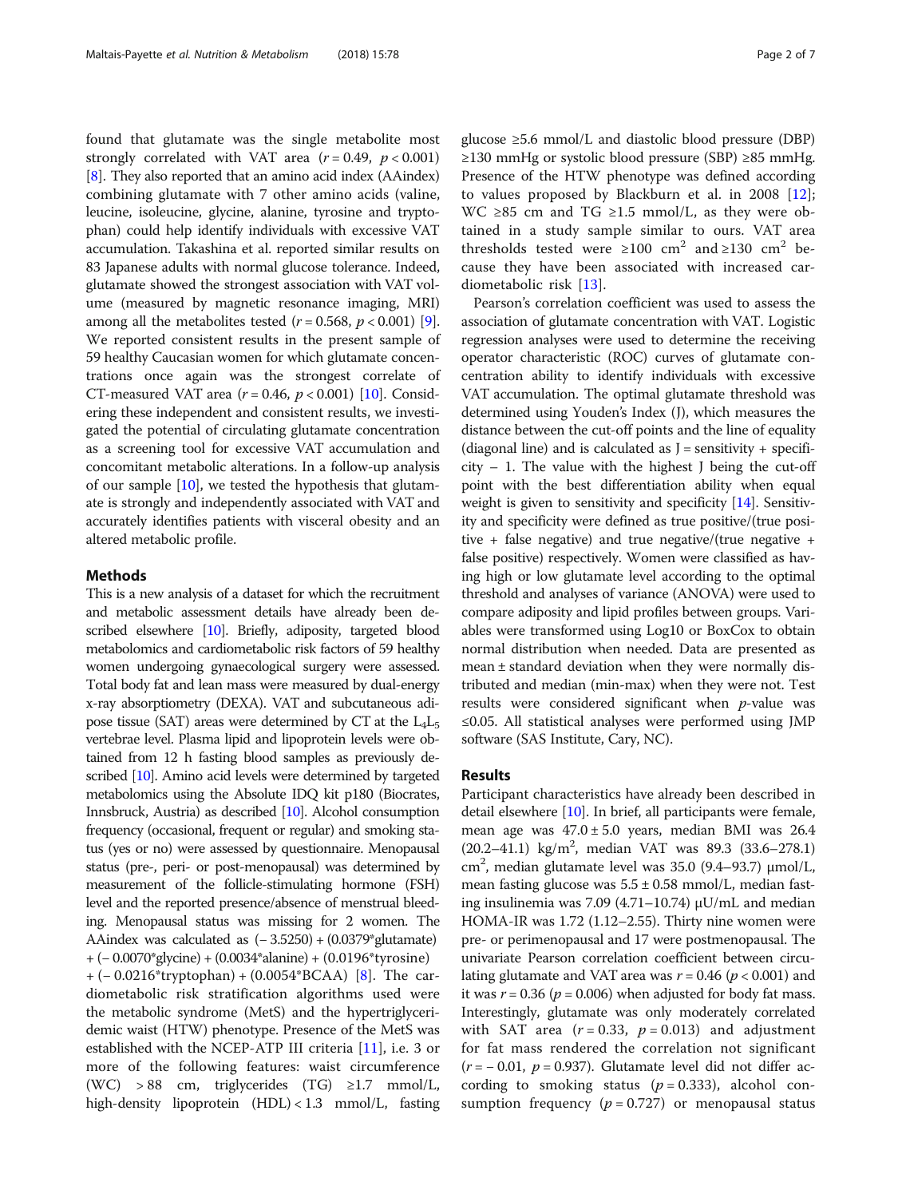found that glutamate was the single metabolite most strongly correlated with VAT area ($r = 0.49$, $p < 0.001$) [8]. They also reported that an amino acid index (AAindex) combining glutamate with 7 other amino acids (valine, leucine, isoleucine, glycine, alanine, tyrosine and tryptophan) could help identify individuals with excessive VAT accumulation. Takashina et al. reported similar results on 83 Japanese adults with normal glucose tolerance. Indeed, glutamate showed the strongest association with VAT volume (measured by magnetic resonance imaging, MRI) among all the metabolites tested ($r = 0.568$, $p < 0.001$) [9]. We reported consistent results in the present sample of 59 healthy Caucasian women for which glutamate concentrations once again was the strongest correlate of CT-measured VAT area ($r = 0.46$, $p < 0.001$) [10]. Considering these independent and consistent results, we investigated the potential of circulating glutamate concentration as a screening tool for excessive VAT accumulation and concomitant metabolic alterations. In a follow-up analysis of our sample [10], we tested the hypothesis that glutamate is strongly and independently associated with VAT and accurately identifies patients with visceral obesity and an altered metabolic profile.

## Methods

This is a new analysis of a dataset for which the recruitment and metabolic assessment details have already been described elsewhere [10]. Briefly, adiposity, targeted blood metabolomics and cardiometabolic risk factors of 59 healthy women undergoing gynaecological surgery were assessed. Total body fat and lean mass were measured by dual-energy x-ray absorptiometry (DEXA). VAT and subcutaneous adipose tissue (SAT) areas were determined by CT at the $L_4L_5$ vertebrae level. Plasma lipid and lipoprotein levels were obtained from 12 h fasting blood samples as previously described [10]. Amino acid levels were determined by targeted metabolomics using the Absolute IDQ kit p180 (Biocrates, Innsbruck, Austria) as described [10]. Alcohol consumption frequency (occasional, frequent or regular) and smoking status (yes or no) were assessed by questionnaire. Menopausal status (pre-, peri- or post-menopausal) was determined by measurement of the follicle-stimulating hormone (FSH) level and the reported presence/absence of menstrual bleeding. Menopausal status was missing for 2 women. The AAindex was calculated as $(-3.5250) + (0.0379 * \text{glutamate}) + (-0.0070 * \text{glycine}) + (0.0034 * \text{alanine}) + (0.0196 * \text{tyrosine}) + (-0.0216 * \text{tryptophan}) + (0.0054 * \text{BCAA})$ [8]. The cardiometabolic risk stratification algorithms used were the metabolic syndrome (MetS) and the hypertriglyceridemic waist (HTW) phenotype. Presence of the MetS was established with the NCEP-ATP III criteria [11], i.e. 3 or more of the following features: waist circumference (WC) > 88 cm, triglycerides (TG) ≥1.7 mmol/L, high-density lipoprotein (HDL) < 1.3 mmol/L, fasting glucose ≥5.6 mmol/L and diastolic blood pressure (DBP) ≥130 mmHg or systolic blood pressure (SBP) ≥85 mmHg. Presence of the HTW phenotype was defined according to values proposed by Blackburn et al. in 2008 [12]; WC ≥85 cm and TG ≥1.5 mmol/L, as they were obtained in a study sample similar to ours. VAT area thresholds tested were ≥100 cm$^2$ and ≥130 cm$^2$ because they have been associated with increased cardiometabolic risk [13].

Pearson's correlation coefficient was used to assess the association of glutamate concentration with VAT. Logistic regression analyses were used to determine the receiving operator characteristic (ROC) curves of glutamate concentration ability to identify individuals with excessive VAT accumulation. The optimal glutamate threshold was determined using Youden's Index (J), which measures the distance between the cut-off points and the line of equality (diagonal line) and is calculated as J = sensitivity + specificity – 1. The value with the highest J being the cut-off point with the best differentiation ability when equal weight is given to sensitivity and specificity [14]. Sensitivity and specificity were defined as true positive/(true positive + false negative) and true negative/(true negative + false positive) respectively. Women were classified as having high or low glutamate level according to the optimal threshold and analyses of variance (ANOVA) were used to compare adiposity and lipid profiles between groups. Variables were transformed using Log10 or BoxCox to obtain normal distribution when needed. Data are presented as mean ± standard deviation when they were normally distributed and median (min-max) when they were not. Test results were considered significant when *p*-value was ≤0.05. All statistical analyses were performed using JMP software (SAS Institute, Cary, NC).

## Results

Participant characteristics have already been described in detail elsewhere [10]. In brief, all participants were female, mean age was 47.0 ± 5.0 years, median BMI was 26.4 (20.2–41.1) kg/m$^2$, median VAT was 89.3 (33.6–278.1) cm$^2$, median glutamate level was 35.0 (9.4–93.7) μmol/L, mean fasting glucose was 5.5 ± 0.58 mmol/L, median fasting insulinemia was 7.09 (4.71–10.74) μU/mL and median HOMA-IR was 1.72 (1.12–2.55). Thirty nine women were pre- or perimenopausal and 17 were postmenopausal. The univariate Pearson correlation coefficient between circulating glutamate and VAT area was $r = 0.46$ ($p < 0.001$) and it was $r = 0.36$ ($p = 0.006$) when adjusted for body fat mass. Interestingly, glutamate was only moderately correlated with SAT area ($r = 0.33$, $p = 0.013$) and adjustment for fat mass rendered the correlation not significant ($r = -0.01$, $p = 0.937$). Glutamate level did not differ according to smoking status ($p = 0.333$), alcohol consumption frequency ($p = 0.727$) or menopausal status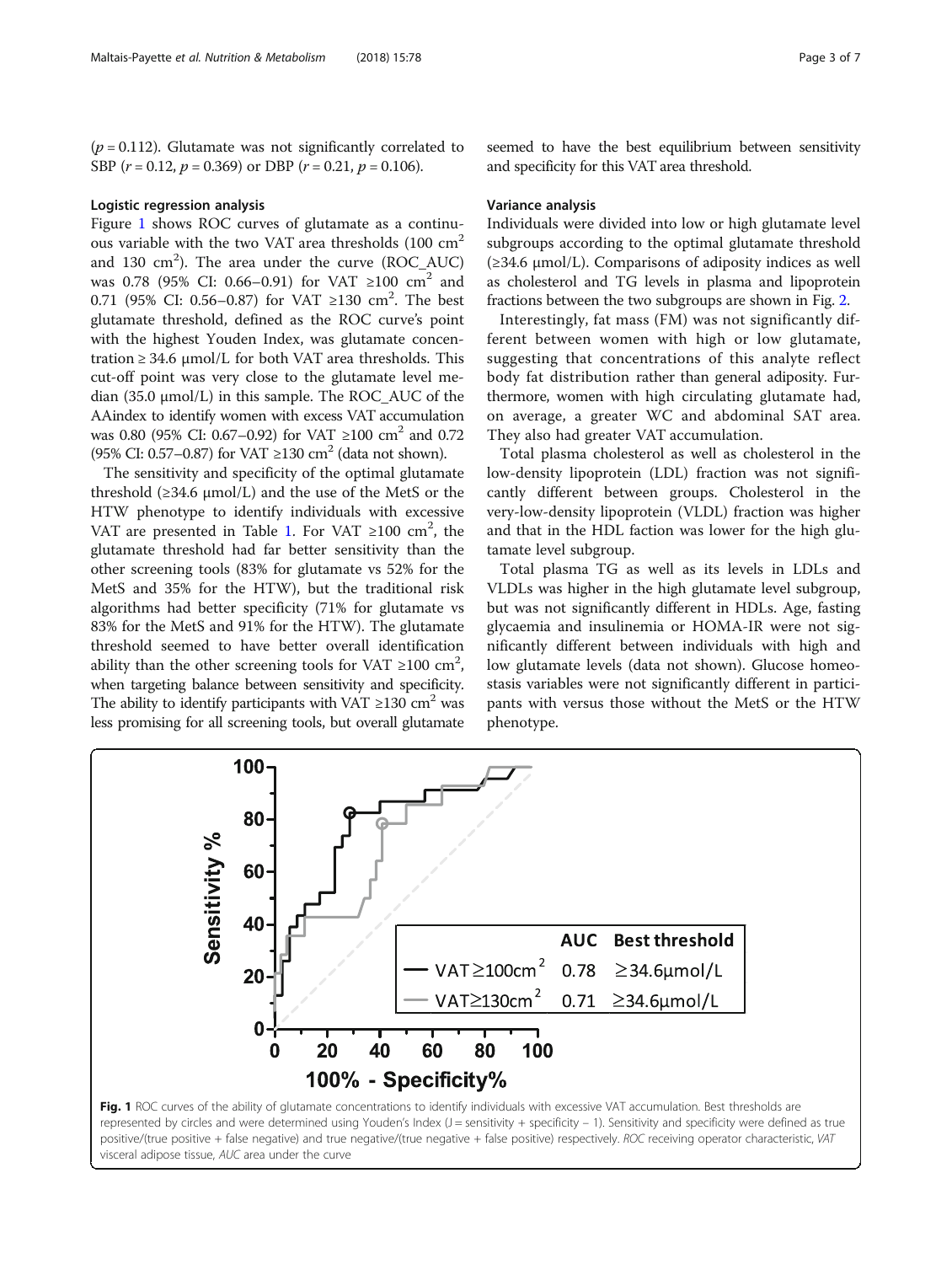($p = 0.112$). Glutamate was not significantly correlated to SBP ($r = 0.12$, $p = 0.369$) or DBP ($r = 0.21$, $p = 0.106$).

### Logistic regression analysis

Figure 1 shows ROC curves of glutamate as a continuous variable with the two VAT area thresholds (100 $cm^2$ and 130 $cm^2$). The area under the curve (ROC_AUC) was 0.78 (95% CI: 0.66–0.91) for VAT ≥100 $cm^2$ and 0.71 (95% CI: 0.56–0.87) for VAT ≥130 $cm^2$. The best glutamate threshold, defined as the ROC curve's point with the highest Youden Index, was glutamate concentration ≥ 34.6 μmol/L for both VAT area thresholds. This cut-off point was very close to the glutamate level median (35.0 μmol/L) in this sample. The ROC_AUC of the AAindex to identify women with excess VAT accumulation was 0.80 (95% CI: 0.67–0.92) for VAT ≥100 $cm^2$ and 0.72 (95% CI: 0.57–0.87) for VAT ≥130 $cm^2$ (data not shown).

The sensitivity and specificity of the optimal glutamate threshold (≥34.6 μmol/L) and the use of the MetS or the HTW phenotype to identify individuals with excessive VAT are presented in Table 1. For VAT ≥100 $cm^2$, the glutamate threshold had far better sensitivity than the other screening tools (83% for glutamate vs 52% for the MetS and 35% for the HTW), but the traditional risk algorithms had better specificity (71% for glutamate vs 83% for the MetS and 91% for the HTW). The glutamate threshold seemed to have better overall identification ability than the other screening tools for VAT ≥100 $cm^2$, when targeting balance between sensitivity and specificity. The ability to identify participants with VAT ≥130 $cm^2$ was less promising for all screening tools, but overall glutamate seemed to have the best equilibrium between sensitivity and specificity for this VAT area threshold.

### Variance analysis

Individuals were divided into low or high glutamate level subgroups according to the optimal glutamate threshold (≥34.6 μmol/L). Comparisons of adiposity indices as well as cholesterol and TG levels in plasma and lipoprotein fractions between the two subgroups are shown in Fig. 2.

Interestingly, fat mass (FM) was not significantly different between women with high or low glutamate, suggesting that concentrations of this analyte reflect body fat distribution rather than general adiposity. Furthermore, women with high circulating glutamate had, on average, a greater WC and abdominal SAT area. They also had greater VAT accumulation.

Total plasma cholesterol as well as cholesterol in the low-density lipoprotein (LDL) fraction was not significantly different between groups. Cholesterol in the very-low-density lipoprotein (VLDL) fraction was higher and that in the HDL faction was lower for the high glutamate level subgroup.

Total plasma TG as well as its levels in LDLs and VLDLs was higher in the high glutamate level subgroup, but was not significantly different in HDLs. Age, fasting glycaemia and insulinemia or HOMA-IR were not significantly different between individuals with high and low glutamate levels (data not shown). Glucose homeostasis variables were not significantly different in participants with versus those without the MetS or the HTW phenotype.

**Fig. 1** ROC curves of the ability of glutamate concentrations to identify individuals with excessive VAT accumulation. Best thresholds are represented by circles and were determined using Youden's Index (J = sensitivity + specificity – 1). Sensitivity and specificity were defined as true positive/(true positive + false negative) and true negative/(true negative + false positive) respectively. *ROC* receiving operator characteristic, *VAT* visceral adipose tissue, *AUC* area under the curve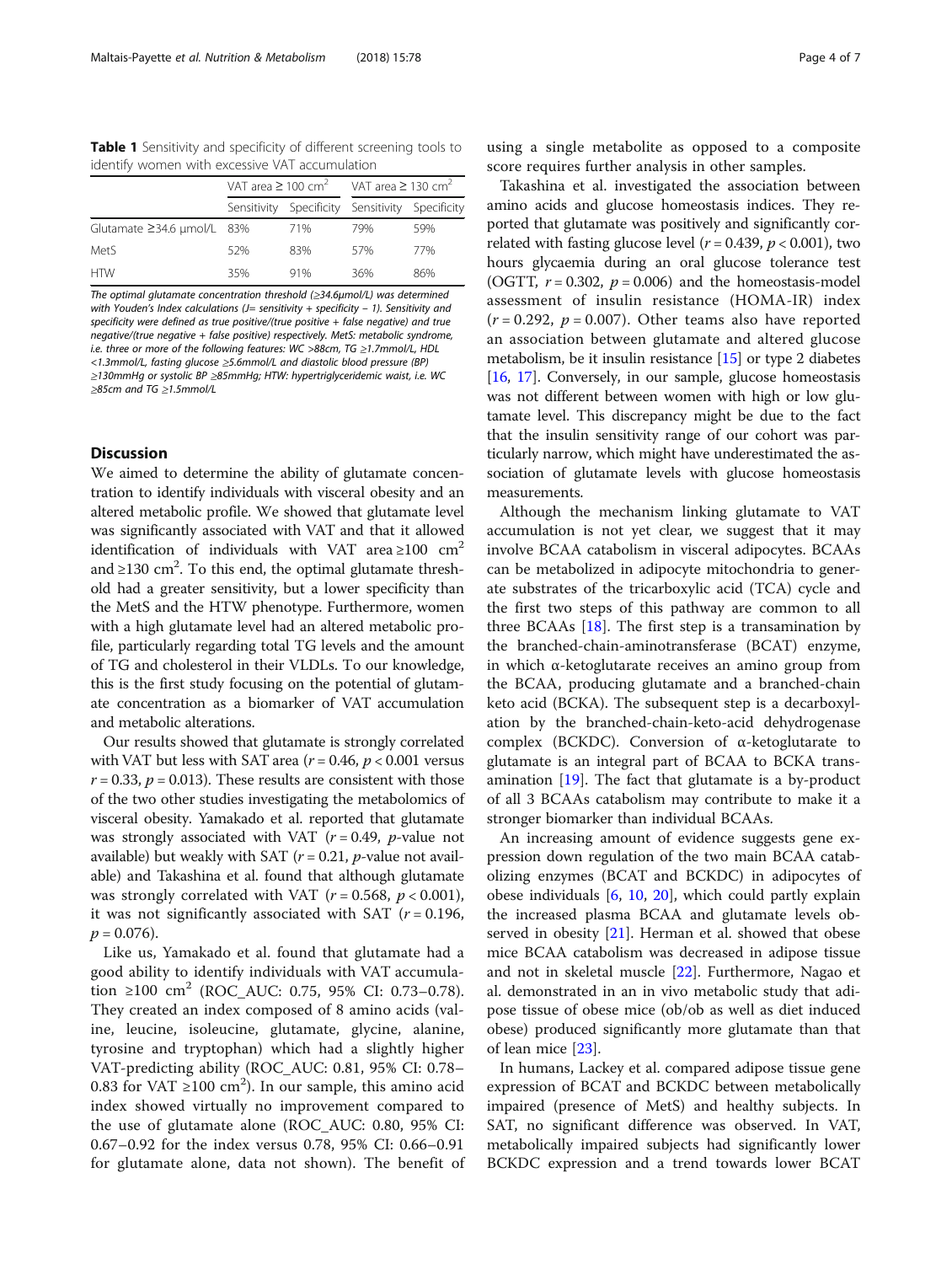**Table 1** Sensitivity and specificity of different screening tools to identify women with excessive VAT accumulation

| | VAT area ≥ 100 $cm^2$ | | VAT area ≥ 130 $cm^2$ | |
|---|---|---|---|---|
| | Sensitivity | Specificity | Sensitivity | Specificity |
| Glutamate ≥34.6 μmol/L | 83% | 71% | 79% | 59% |
| MetS | 52% | 83% | 57% | 77% |
| HTW | 35% | 91% | 36% | 86% |

*The optimal glutamate concentration threshold (≥34.6μmol/L) was determined with Youden's Index calculations (J= sensitivity + specificity − 1). Sensitivity and specificity were defined as true positive/(true positive + false negative) and true negative/(true negative + false positive) respectively. MetS: metabolic syndrome, i.e. three or more of the following features: WC >88cm, TG ≥1.7mmol/L, HDL <1.3mmol/L, fasting glucose ≥5.6mmol/L and diastolic blood pressure (BP) ≥130mmHg or systolic BP ≥85mmHg; HTW: hypertriglyceridemic waist, i.e. WC ≥85cm and TG ≥1.5mmol/L*

## Discussion

We aimed to determine the ability of glutamate concentration to identify individuals with visceral obesity and an altered metabolic profile. We showed that glutamate level was significantly associated with VAT and that it allowed identification of individuals with VAT area ≥100 $cm^2$ and ≥130 $cm^2$. To this end, the optimal glutamate threshold had a greater sensitivity, but a lower specificity than the MetS and the HTW phenotype. Furthermore, women with a high glutamate level had an altered metabolic profile, particularly regarding total TG levels and the amount of TG and cholesterol in their VLDLs. To our knowledge, this is the first study focusing on the potential of glutamate concentration as a biomarker of VAT accumulation and metabolic alterations.

Our results showed that glutamate is strongly correlated with VAT but less with SAT area ($r = 0.46$, $p < 0.001$ versus $r = 0.33$, $p = 0.013$). These results are consistent with those of the two other studies investigating the metabolomics of visceral obesity. Yamakado et al. reported that glutamate was strongly associated with VAT ($r = 0.49$, *p*-value not available) but weakly with SAT ($r = 0.21$, *p*-value not available) and Takashina et al. found that although glutamate was strongly correlated with VAT ($r = 0.568$, $p < 0.001$), it was not significantly associated with SAT ($r = 0.196$, $p = 0.076$).

Like us, Yamakado et al. found that glutamate had a good ability to identify individuals with VAT accumulation ≥100 $cm^2$ (ROC_AUC: 0.75, 95% CI: 0.73–0.78). They created an index composed of 8 amino acids (valine, leucine, isoleucine, glutamate, glycine, alanine, tyrosine and tryptophan) which had a slightly higher VAT-predicting ability (ROC_AUC: 0.81, 95% CI: 0.78–0.83 for VAT ≥100 $cm^2$). In our sample, this amino acid index showed virtually no improvement compared to the use of glutamate alone (ROC_AUC: 0.80, 95% CI: 0.67–0.92 for the index versus 0.78, 95% CI: 0.66–0.91 for glutamate alone, data not shown). The benefit of using a single metabolite as opposed to a composite score requires further analysis in other samples.

Takashina et al. investigated the association between amino acids and glucose homeostasis indices. They reported that glutamate was positively and significantly correlated with fasting glucose level ($r = 0.439$, $p < 0.001$), two hours glycaemia during an oral glucose tolerance test (OGTT, $r = 0.302$, $p = 0.006$) and the homeostasis-model assessment of insulin resistance (HOMA-IR) index ($r = 0.292$, $p = 0.007$). Other teams also have reported an association between glutamate and altered glucose metabolism, be it insulin resistance [15] or type 2 diabetes [16, 17]. Conversely, in our sample, glucose homeostasis was not different between women with high or low glutamate level. This discrepancy might be due to the fact that the insulin sensitivity range of our cohort was particularly narrow, which might have underestimated the association of glutamate levels with glucose homeostasis measurements.

Although the mechanism linking glutamate to VAT accumulation is not yet clear, we suggest that it may involve BCAA catabolism in visceral adipocytes. BCAAs can be metabolized in adipocyte mitochondria to generate substrates of the tricarboxylic acid (TCA) cycle and the first two steps of this pathway are common to all three BCAAs [18]. The first step is a transamination by the branched-chain-aminotransferase (BCAT) enzyme, in which α-ketoglutarate receives an amino group from the BCAA, producing glutamate and a branched-chain keto acid (BCKA). The subsequent step is a decarboxylation by the branched-chain-keto-acid dehydrogenase complex (BCKDC). Conversion of α-ketoglutarate to glutamate is an integral part of BCAA to BCKA transamination [19]. The fact that glutamate is a by-product of all 3 BCAAs catabolism may contribute to make it a stronger biomarker than individual BCAAs.

An increasing amount of evidence suggests gene expression down regulation of the two main BCAA catabolizing enzymes (BCAT and BCKDC) in adipocytes of obese individuals [6, 10, 20], which could partly explain the increased plasma BCAA and glutamate levels observed in obesity [21]. Herman et al. showed that obese mice BCAA catabolism was decreased in adipose tissue and not in skeletal muscle [22]. Furthermore, Nagao et al. demonstrated in an in vivo metabolic study that adipose tissue of obese mice (ob/ob as well as diet induced obese) produced significantly more glutamate than that of lean mice [23].

In humans, Lackey et al. compared adipose tissue gene expression of BCAT and BCKDC between metabolically impaired (presence of MetS) and healthy subjects. In SAT, no significant difference was observed. In VAT, metabolically impaired subjects had significantly lower BCKDC expression and a trend towards lower BCAT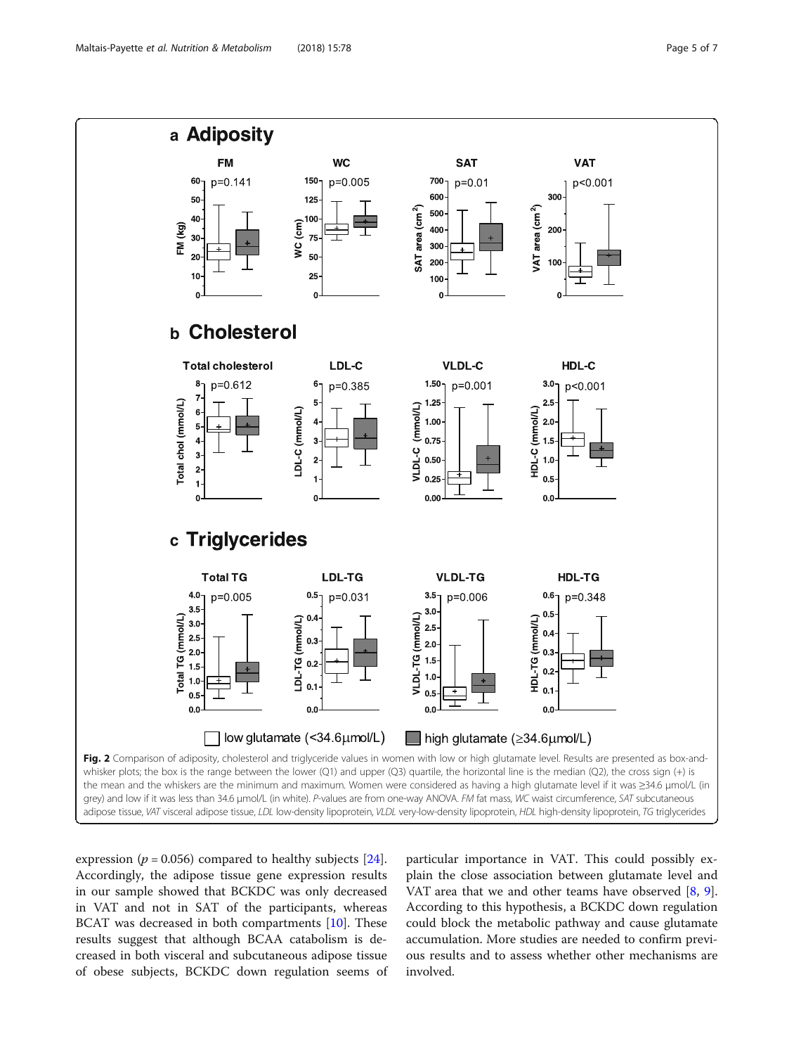**Fig. 2** Comparison of adiposity, cholesterol and triglyceride values in women with low or high glutamate level. Results are presented as box-and-whisker plots; the box is the range between the lower (Q1) and upper (Q3) quartile, the horizontal line is the median (Q2), the cross sign (+) is the mean and the whiskers are the minimum and maximum. Women were considered as having a high glutamate level if it was ≥34.6 μmol/L (in grey) and low if it was less than 34.6 μmol/L (in white). *P*-values are from one-way ANOVA. *FM* fat mass, *WC* waist circumference, *SAT* subcutaneous adipose tissue, *VAT* visceral adipose tissue, *LDL* low-density lipoprotein, *VLDL* very-low-density lipoprotein, *HDL* high-density lipoprotein, *TG* triglycerides

expression ($p = 0.056$) compared to healthy subjects [24]. Accordingly, the adipose tissue gene expression results in our sample showed that BCKDC was only decreased in VAT and not in SAT of the participants, whereas BCAT was decreased in both compartments [10]. These results suggest that although BCAA catabolism is decreased in both visceral and subcutaneous adipose tissue of obese subjects, BCKDC down regulation seems of particular importance in VAT. This could possibly explain the close association between glutamate level and VAT area that we and other teams have observed [8, 9]. According to this hypothesis, a BCKDC down regulation could block the metabolic pathway and cause glutamate accumulation. More studies are needed to confirm previous results and to assess whether other mechanisms are involved.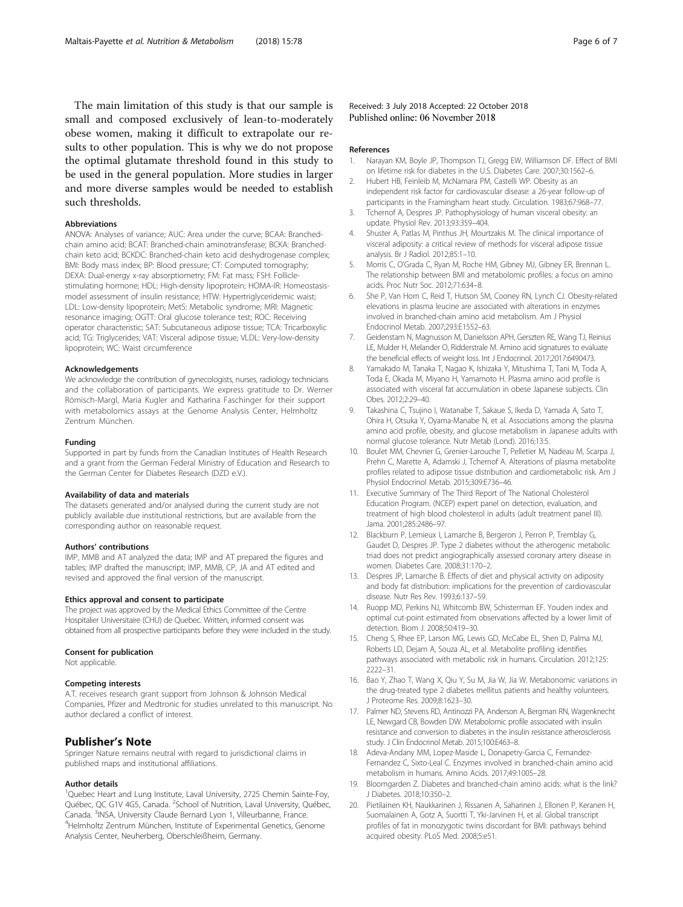The main limitation of this study is that our sample is small and composed exclusively of lean-to-moderately obese women, making it difficult to extrapolate our results to other population. This is why we do not propose the optimal glutamate threshold found in this study to be used in the general population. More studies in larger and more diverse samples would be needed to establish such thresholds.

#### Abbreviations

ANOVA: Analyses of variance; AUC: Area under the curve; BCAA: Branched-chain amino acid; BCAT: Branched-chain aminotransferase; BCKA: Branched-chain keto acid; BCKDC: Branched-chain keto acid deshydrogenase complex; BMI: Body mass index; BP: Blood pressure; CT: Computed tomography; DEXA: Dual-energy x-ray absorptiometry; FM: Fat mass; FSH: Follicle-stimulating hormone; HDL: High-density lipoprotein; HOMA-IR: Homeostasis-model assessment of insulin resistance; HTW: Hypertriglyceridemic waist; LDL: Low-density lipoprotein; MetS: Metabolic syndrome; MRI: Magnetic resonance imaging; OGTT: Oral glucose tolerance test; ROC: Receiving operator characteristic; SAT: Subcutaneous adipose tissue; TCA: Tricarboxylic acid; TG: Triglycerides; VAT: Visceral adipose tissue; VLDL: Very-low-density lipoprotein; WC: Waist circumference

#### Acknowledgements

We acknowledge the contribution of gynecologists, nurses, radiology technicians and the collaboration of participants. We express gratitude to Dr. Werner Römisch-Margl, Maria Kugler and Katharina Faschinger for their support with metabolomics assays at the Genome Analysis Center, Helmholtz Zentrum München.

#### Funding

Supported in part by funds from the Canadian Institutes of Health Research and a grant from the German Federal Ministry of Education and Research to the German Center for Diabetes Research (DZD e.V.).

#### Availability of data and materials

The datasets generated and/or analysed during the current study are not publicly available due institutional restrictions, but are available from the corresponding author on reasonable request.

#### Authors' contributions

IMP, MMB and AT analyzed the data; IMP and AT prepared the figures and tables; IMP drafted the manuscript; IMP, MMB, CP, JA and AT edited and revised and approved the final version of the manuscript.

#### Ethics approval and consent to participate

The project was approved by the Medical Ethics Committee of the Centre Hospitalier Universitaire (CHU) de Quebec. Written, informed consent was obtained from all prospective participants before they were included in the study.

#### Consent for publication

Not applicable.

#### Competing interests

A.T. receives research grant support from Johnson & Johnson Medical Companies, Pfizer and Medtronic for studies unrelated to this manuscript. No author declared a conflict of interest.

## Publisher's Note

Springer Nature remains neutral with regard to jurisdictional claims in published maps and institutional affiliations.

#### Author details

[1]Quebec Heart and Lung Institute, Laval University, 2725 Chemin Sainte-Foy, Québec, QC G1V 4G5, Canada. [2]School of Nutrition, Laval University, Québec, Canada. [3]INSA, University Claude Bernard Lyon 1, Villeurbanne, France. [4]Helmholtz Zentrum München, Institute of Experimental Genetics, Genome Analysis Center, Neuherberg, Oberschleißheim, Germany.

Received: 3 July 2018 Accepted: 22 October 2018
Published online: 06 November 2018

#### References

1. Narayan KM, Boyle JP, Thompson TJ, Gregg EW, Williamson DF. Effect of BMI on lifetime risk for diabetes in the U.S. Diabetes Care. 2007;30:1562–6.
2. Hubert HB, Feinleib M, McNamara PM, Castelli WP. Obesity as an independent risk factor for cardiovascular disease: a 26-year follow-up of participants in the Framingham heart study. Circulation. 1983;67:968–77.
3. Tchernof A, Despres JP. Pathophysiology of human visceral obesity: an update. Physiol Rev. 2013;93:359–404.
4. Shuster A, Patlas M, Pinthus JH, Mourtzakis M. The clinical importance of visceral adiposity: a critical review of methods for visceral adipose tissue analysis. Br J Radiol. 2012;85:1–10.
5. Morris C, O'Grada C, Ryan M, Roche HM, Gibney MJ, Gibney ER, Brennan L. The relationship between BMI and metabolomic profiles: a focus on amino acids. Proc Nutr Soc. 2012;71:634–8.
6. She P, Van Horn C, Reid T, Hutson SM, Cooney RN, Lynch CJ. Obesity-related elevations in plasma leucine are associated with alterations in enzymes involved in branched-chain amino acid metabolism. Am J Physiol Endocrinol Metab. 2007;293:E1552–63.
7. Geidenstam N, Magnusson M, Danielsson APH, Gerszten RE, Wang TJ, Reinius LE, Mulder H, Melander O, Ridderstrale M. Amino acid signatures to evaluate the beneficial effects of weight loss. Int J Endocrinol. 2017;2017:6490473.
8. Yamakado M, Tanaka T, Nagao K, Ishizaka Y, Mitushima T, Tani M, Toda A, Toda E, Okada M, Miyano H, Yamamoto H. Plasma amino acid profile is associated with visceral fat accumulation in obese Japanese subjects. Clin Obes. 2012;2:29–40.
9. Takashina C, Tsujino I, Watanabe T, Sakaue S, Ikeda D, Yamada A, Sato T, Ohira H, Otsuka Y, Oyama-Manabe N, et al. Associations among the plasma amino acid profile, obesity, and glucose metabolism in Japanese adults with normal glucose tolerance. Nutr Metab (Lond). 2016;13:5.
10. Boulet MM, Chevrier G, Grenier-Larouche T, Pelletier M, Nadeau M, Scarpa J, Prehn C, Marette A, Adamski J, Tchernof A. Alterations of plasma metabolite profiles related to adipose tissue distribution and cardiometabolic risk. Am J Physiol Endocrinol Metab. 2015;309:E736–46.
11. Executive Summary of The Third Report of The National Cholesterol Education Program. (NCEP) expert panel on detection, evaluation, and treatment of high blood cholesterol in adults (adult treatment panel III). Jama. 2001;285:2486–97.
12. Blackburn P, Lemieux I, Lamarche B, Bergeron J, Perron P, Tremblay G, Gaudet D, Despres JP. Type 2 diabetes without the atherogenic metabolic triad does not predict angiographically assessed coronary artery disease in women. Diabetes Care. 2008;31:170–2.
13. Despres JP, Lamarche B. Effects of diet and physical activity on adiposity and body fat distribution: implications for the prevention of cardiovascular disease. Nutr Res Rev. 1993;6:137–59.
14. Ruopp MD, Perkins NJ, Whitcomb BW, Schisterman EF. Youden index and optimal cut-point estimated from observations affected by a lower limit of detection. Biom J. 2008;50:419–30.
15. Cheng S, Rhee EP, Larson MG, Lewis GD, McCabe EL, Shen D, Palma MJ, Roberts LD, Dejam A, Souza AL, et al. Metabolite profiling identifies pathways associated with metabolic risk in humans. Circulation. 2012;125:2222–31.
16. Bao Y, Zhao T, Wang X, Qiu Y, Su M, Jia W, Jia W. Metabonomic variations in the drug-treated type 2 diabetes mellitus patients and healthy volunteers. J Proteome Res. 2009;8:1623–30.
17. Palmer ND, Stevens RD, Antinozzi PA, Anderson A, Bergman RN, Wagenknecht LE, Newgard CB, Bowden DW. Metabolomic profile associated with insulin resistance and conversion to diabetes in the insulin resistance atherosclerosis study. J Clin Endocrinol Metab. 2015;100:E463–8.
18. Adeva-Andany MM, Lopez-Maside L, Donapetry-Garcia C, Fernandez-Fernandez C, Sixto-Leal C. Enzymes involved in branched-chain amino acid metabolism in humans. Amino Acids. 2017;49:1005–28.
19. Bloomgarden Z. Diabetes and branched-chain amino acids: what is the link? J Diabetes. 2018;10:350–2.
20. Pietilainen KH, Naukkarinen J, Rissanen A, Saharinen J, Ellonen P, Keranen H, Suomalainen A, Gotz A, Suortti T, Yki-Jarvinen H, et al. Global transcript profiles of fat in monozygotic twins discordant for BMI: pathways behind acquired obesity. PLoS Med. 2008;5:e51.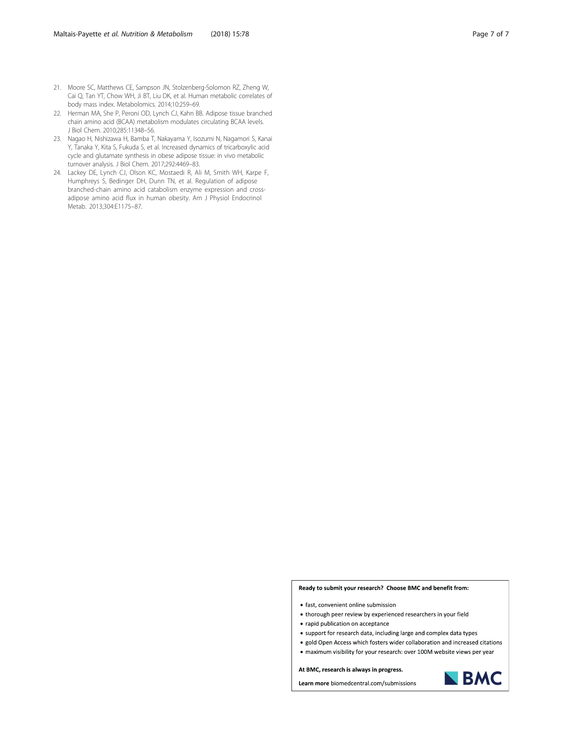21. Moore SC, Matthews CE, Sampson JN, Stolzenberg-Solomon RZ, Zheng W, Cai Q, Tan YT, Chow WH, Ji BT, Liu DK, et al. Human metabolic correlates of body mass index. Metabolomics. 2014;10:259–69.
22. Herman MA, She P, Peroni OD, Lynch CJ, Kahn BB. Adipose tissue branched chain amino acid (BCAA) metabolism modulates circulating BCAA levels. J Biol Chem. 2010;285:11348–56.
23. Nagao H, Nishizawa H, Bamba T, Nakayama Y, Isozumi N, Nagamori S, Kanai Y, Tanaka Y, Kita S, Fukuda S, et al. Increased dynamics of tricarboxylic acid cycle and glutamate synthesis in obese adipose tissue: in vivo metabolic turnover analysis. J Biol Chem. 2017;292:4469–83.
24. Lackey DE, Lynch CJ, Olson KC, Mostaedi R, Ali M, Smith WH, Karpe F, Humphreys S, Bedinger DH, Dunn TN, et al. Regulation of adipose branched-chain amino acid catabolism enzyme expression and cross-adipose amino acid flux in human obesity. Am J Physiol Endocrinol Metab. 2013;304:E1175–87.

**Ready to submit your research? Choose BMC and benefit from:**

- fast, convenient online submission
- thorough peer review by experienced researchers in your field
- rapid publication on acceptance
- support for research data, including large and complex data types
- gold Open Access which fosters wider collaboration and increased citations
- maximum visibility for your research: over 100M website views per year

**At BMC, research is always in progress.**

**Learn more** biomedcentral.com/submissions

BMC